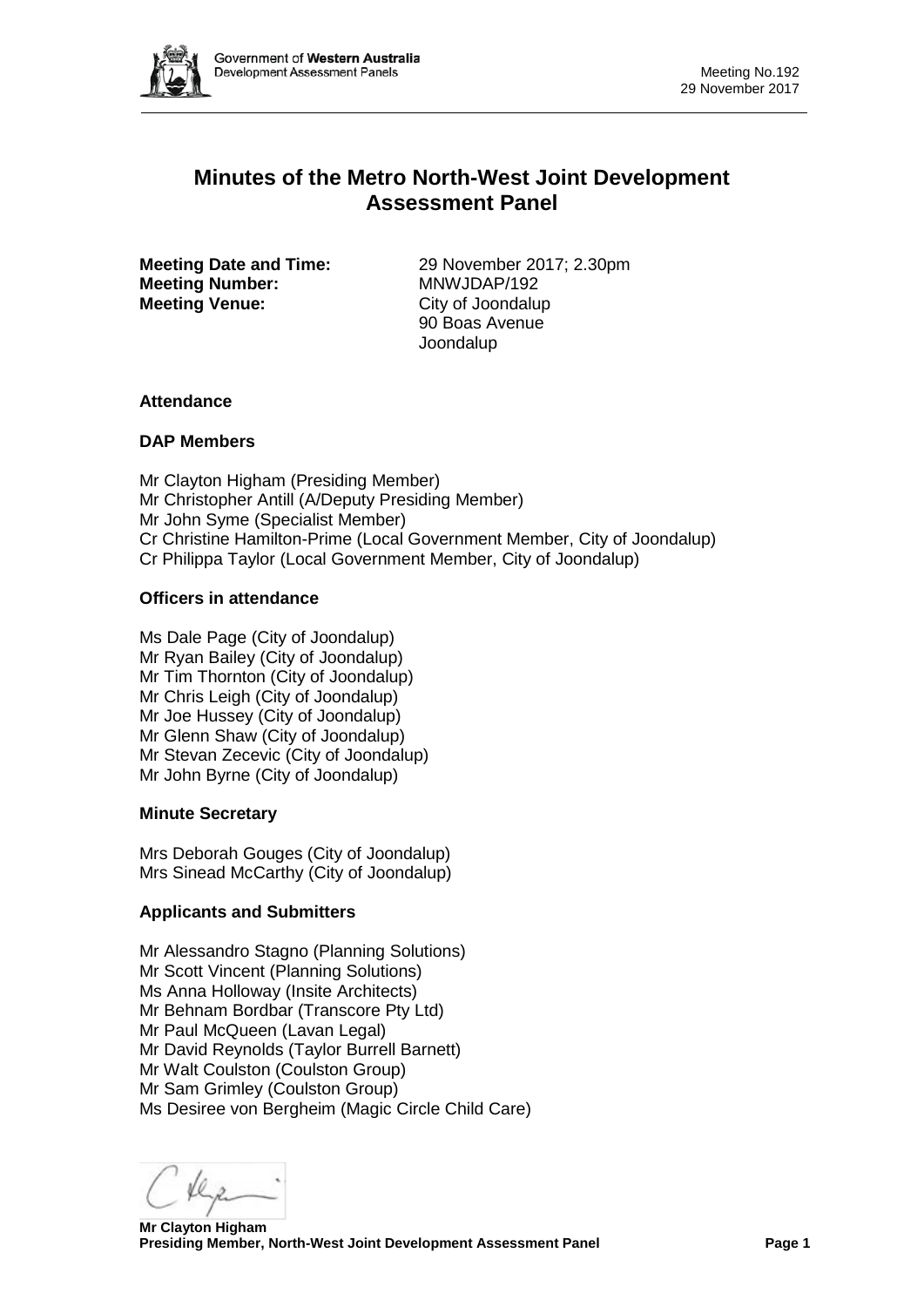# Minutes of the Metro North-West Joint Development Assessment Panel

**Meeting Date and Time:** 29 November 2017; 2.30pm
**Meeting Number:** MNWJDAP/192
**Meeting Venue:** City of Joondalup
90 Boas Avenue
Joondalup

## Attendance

### DAP Members

Mr Clayton Higham (Presiding Member)
Mr Christopher Antill (A/Deputy Presiding Member)
Mr John Syme (Specialist Member)
Cr Christine Hamilton-Prime (Local Government Member, City of Joondalup)
Cr Philippa Taylor (Local Government Member, City of Joondalup)

### Officers in attendance

Ms Dale Page (City of Joondalup)
Mr Ryan Bailey (City of Joondalup)
Mr Tim Thornton (City of Joondalup)
Mr Chris Leigh (City of Joondalup)
Mr Joe Hussey (City of Joondalup)
Mr Glenn Shaw (City of Joondalup)
Mr Stevan Zecevic (City of Joondalup)
Mr John Byrne (City of Joondalup)

### Minute Secretary

Mrs Deborah Gouges (City of Joondalup)
Mrs Sinead McCarthy (City of Joondalup)

### Applicants and Submitters

Mr Alessandro Stagno (Planning Solutions)
Mr Scott Vincent (Planning Solutions)
Ms Anna Holloway (Insite Architects)
Mr Behnam Bordbar (Transcore Pty Ltd)
Mr Paul McQueen (Lavan Legal)
Mr David Reynolds (Taylor Burrell Barnett)
Mr Walt Coulston (Coulston Group)
Mr Sam Grimley (Coulston Group)
Ms Desiree von Bergheim (Magic Circle Child Care)

**Mr Clayton Higham**
**Presiding Member, North-West Joint Development Assessment Panel**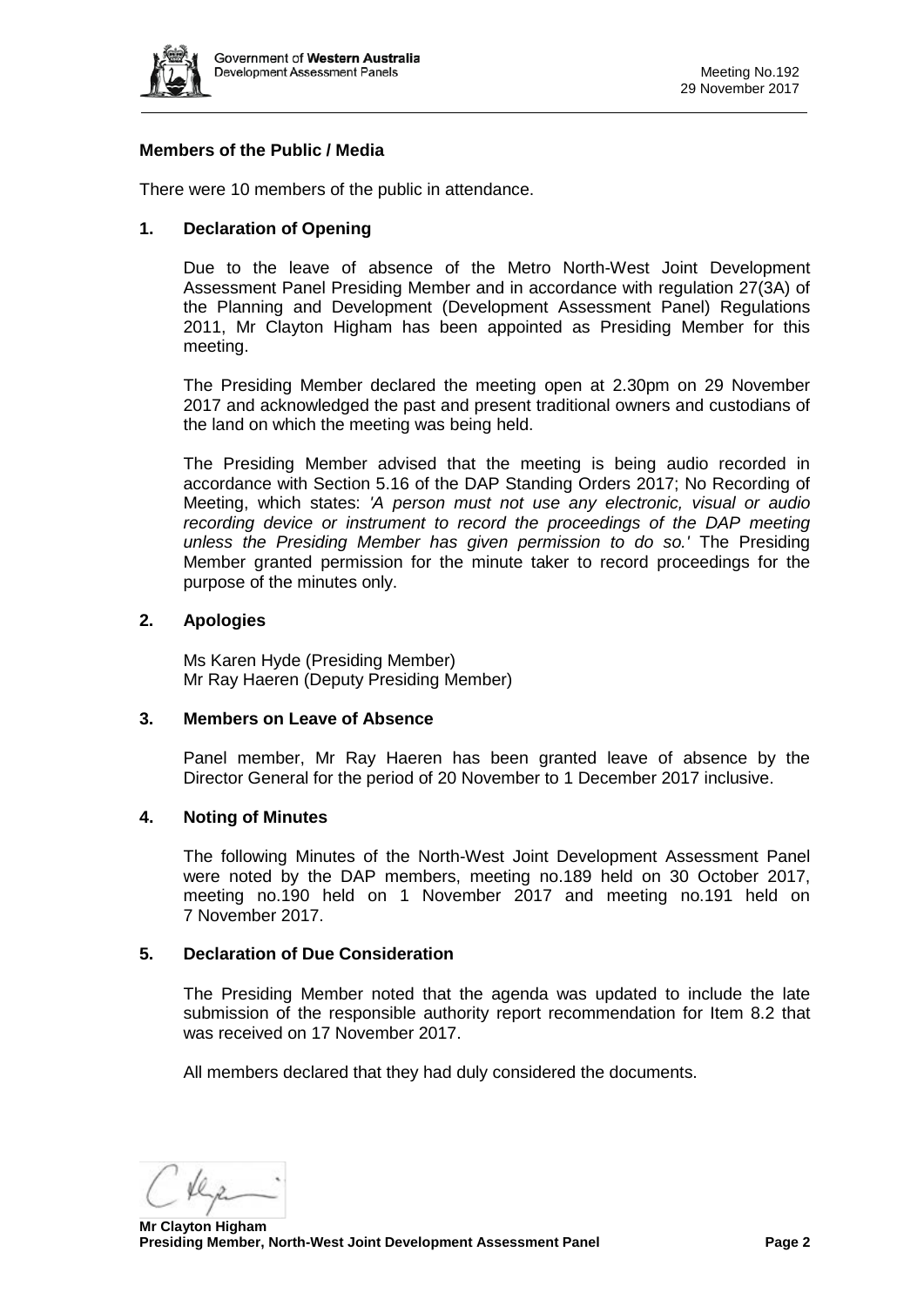**Members of the Public / Media**

There were 10 members of the public in attendance.

**1. Declaration of Opening**

Due to the leave of absence of the Metro North-West Joint Development Assessment Panel Presiding Member and in accordance with regulation 27(3A) of the Planning and Development (Development Assessment Panel) Regulations 2011, Mr Clayton Higham has been appointed as Presiding Member for this meeting.

The Presiding Member declared the meeting open at 2.30pm on 29 November 2017 and acknowledged the past and present traditional owners and custodians of the land on which the meeting was being held.

The Presiding Member advised that the meeting is being audio recorded in accordance with Section 5.16 of the DAP Standing Orders 2017; No Recording of Meeting, which states: *'A person must not use any electronic, visual or audio recording device or instrument to record the proceedings of the DAP meeting unless the Presiding Member has given permission to do so.'* The Presiding Member granted permission for the minute taker to record proceedings for the purpose of the minutes only.

**2. Apologies**

Ms Karen Hyde (Presiding Member)
Mr Ray Haeren (Deputy Presiding Member)

**3. Members on Leave of Absence**

Panel member, Mr Ray Haeren has been granted leave of absence by the Director General for the period of 20 November to 1 December 2017 inclusive.

**4. Noting of Minutes**

The following Minutes of the North-West Joint Development Assessment Panel were noted by the DAP members, meeting no.189 held on 30 October 2017, meeting no.190 held on 1 November 2017 and meeting no.191 held on 7 November 2017.

**5. Declaration of Due Consideration**

The Presiding Member noted that the agenda was updated to include the late submission of the responsible authority report recommendation for Item 8.2 that was received on 17 November 2017.

All members declared that they had duly considered the documents.

**Mr Clayton Higham**
**Presiding Member, North-West Joint Development Assessment Panel**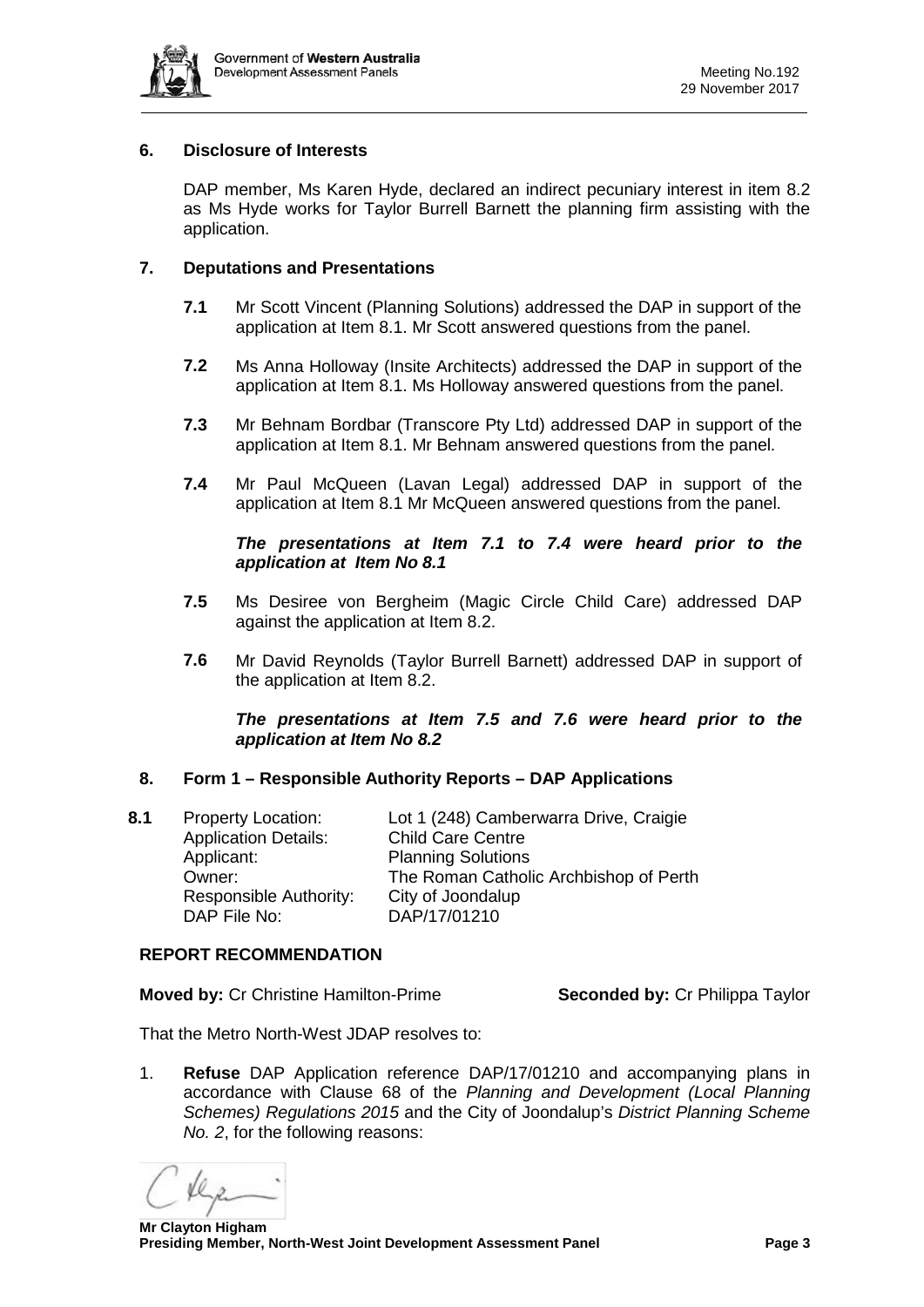## 6. Disclosure of Interests

DAP member, Ms Karen Hyde, declared an indirect pecuniary interest in item 8.2 as Ms Hyde works for Taylor Burrell Barnett the planning firm assisting with the application.

## 7. Deputations and Presentations

**7.1** Mr Scott Vincent (Planning Solutions) addressed the DAP in support of the application at Item 8.1. Mr Scott answered questions from the panel.

**7.2** Ms Anna Holloway (Insite Architects) addressed the DAP in support of the application at Item 8.1. Ms Holloway answered questions from the panel.

**7.3** Mr Behnam Bordbar (Transcore Pty Ltd) addressed DAP in support of the application at Item 8.1. Mr Behnam answered questions from the panel.

**7.4** Mr Paul McQueen (Lavan Legal) addressed DAP in support of the application at Item 8.1 Mr McQueen answered questions from the panel.

***The presentations at Item 7.1 to 7.4 were heard prior to the application at Item No 8.1***

**7.5** Ms Desiree von Bergheim (Magic Circle Child Care) addressed DAP against the application at Item 8.2.

**7.6** Mr David Reynolds (Taylor Burrell Barnett) addressed DAP in support of the application at Item 8.2.

***The presentations at Item 7.5 and 7.6 were heard prior to the application at Item No 8.2***

## 8. Form 1 – Responsible Authority Reports – DAP Applications

**8.1**

| | |
|---|---|
| Property Location: | Lot 1 (248) Camberwarra Drive, Craigie |
| Application Details: | Child Care Centre |
| Applicant: | Planning Solutions |
| Owner: | The Roman Catholic Archbishop of Perth |
| Responsible Authority: | City of Joondalup |
| DAP File No: | DAP/17/01210 |

### REPORT RECOMMENDATION

**Moved by:** Cr Christine Hamilton-Prime **Seconded by:** Cr Philippa Taylor

That the Metro North-West JDAP resolves to:

1. **Refuse** DAP Application reference DAP/17/01210 and accompanying plans in accordance with Clause 68 of the *Planning and Development (Local Planning Schemes) Regulations 2015* and the City of Joondalup's *District Planning Scheme No. 2*, for the following reasons: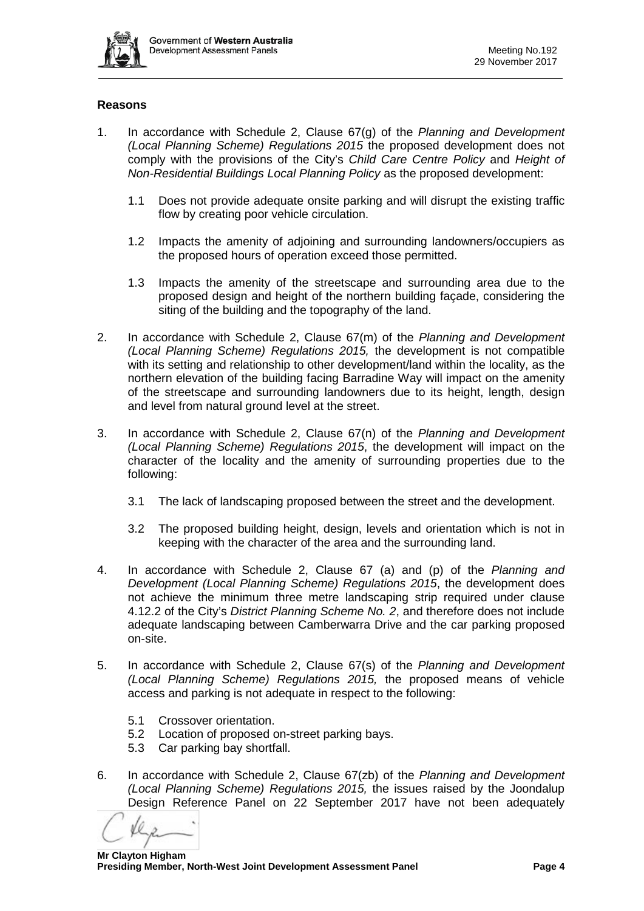## Reasons

1. In accordance with Schedule 2, Clause 67(g) of the *Planning and Development (Local Planning Scheme) Regulations 2015* the proposed development does not comply with the provisions of the City's *Child Care Centre Policy* and *Height of Non-Residential Buildings Local Planning Policy* as the proposed development:

   1.1 Does not provide adequate onsite parking and will disrupt the existing traffic flow by creating poor vehicle circulation.

   1.2 Impacts the amenity of adjoining and surrounding landowners/occupiers as the proposed hours of operation exceed those permitted.

   1.3 Impacts the amenity of the streetscape and surrounding area due to the proposed design and height of the northern building façade, considering the siting of the building and the topography of the land.

2. In accordance with Schedule 2, Clause 67(m) of the *Planning and Development (Local Planning Scheme) Regulations 2015,* the development is not compatible with its setting and relationship to other development/land within the locality, as the northern elevation of the building facing Barradine Way will impact on the amenity of the streetscape and surrounding landowners due to its height, length, design and level from natural ground level at the street.

3. In accordance with Schedule 2, Clause 67(n) of the *Planning and Development (Local Planning Scheme) Regulations 2015*, the development will impact on the character of the locality and the amenity of surrounding properties due to the following:

   3.1 The lack of landscaping proposed between the street and the development.

   3.2 The proposed building height, design, levels and orientation which is not in keeping with the character of the area and the surrounding land.

4. In accordance with Schedule 2, Clause 67 (a) and (p) of the *Planning and Development (Local Planning Scheme) Regulations 2015*, the development does not achieve the minimum three metre landscaping strip required under clause 4.12.2 of the City's *District Planning Scheme No. 2*, and therefore does not include adequate landscaping between Camberwarra Drive and the car parking proposed on-site.

5. In accordance with Schedule 2, Clause 67(s) of the *Planning and Development (Local Planning Scheme) Regulations 2015,* the proposed means of vehicle access and parking is not adequate in respect to the following:

   5.1 Crossover orientation.
   5.2 Location of proposed on-street parking bays.
   5.3 Car parking bay shortfall.

6. In accordance with Schedule 2, Clause 67(zb) of the *Planning and Development (Local Planning Scheme) Regulations 2015,* the issues raised by the Joondalup Design Reference Panel on 22 September 2017 have not been adequately

**Mr Clayton Higham**
**Presiding Member, North-West Joint Development Assessment Panel**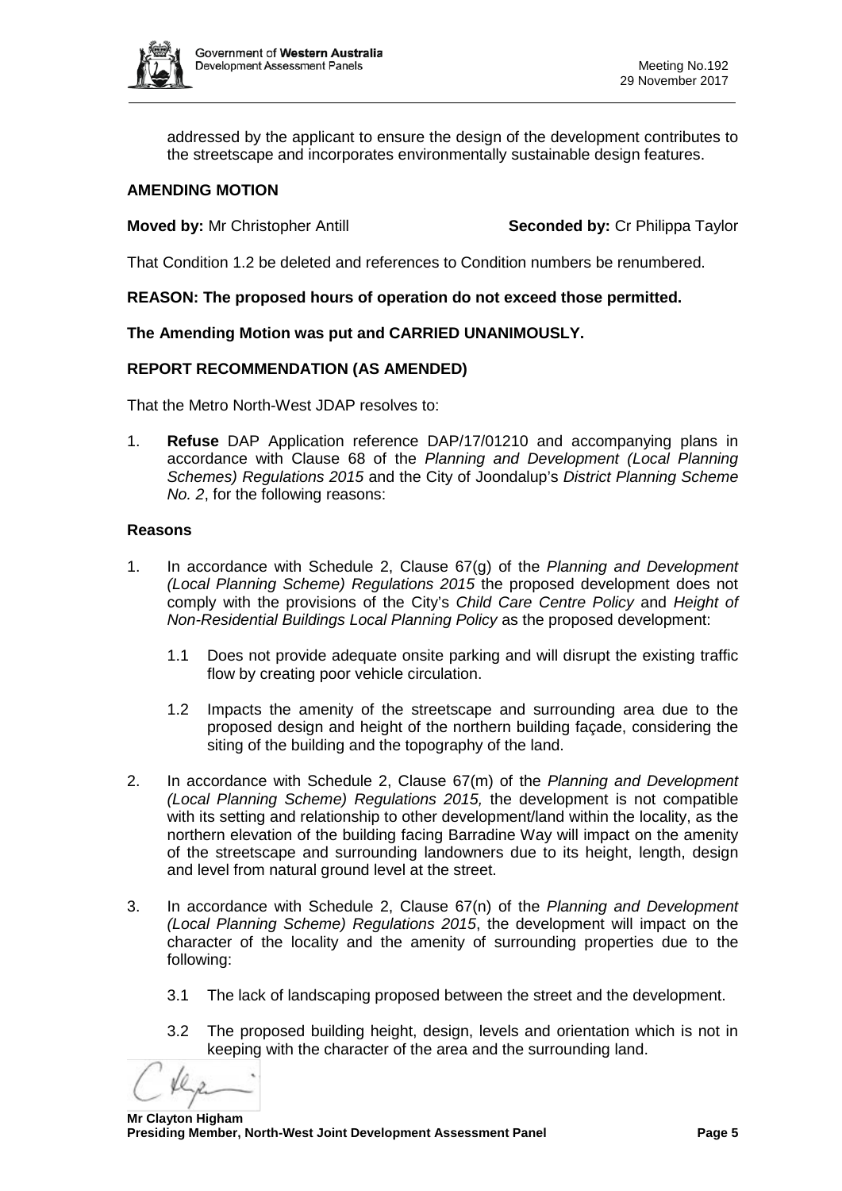addressed by the applicant to ensure the design of the development contributes to the streetscape and incorporates environmentally sustainable design features.

**AMENDING MOTION**

**Moved by:** Mr Christopher Antill **Seconded by:** Cr Philippa Taylor

That Condition 1.2 be deleted and references to Condition numbers be renumbered.

**REASON: The proposed hours of operation do not exceed those permitted.**

**The Amending Motion was put and CARRIED UNANIMOUSLY.**

**REPORT RECOMMENDATION (AS AMENDED)**

That the Metro North-West JDAP resolves to:

1. **Refuse** DAP Application reference DAP/17/01210 and accompanying plans in accordance with Clause 68 of the *Planning and Development (Local Planning Schemes) Regulations 2015* and the City of Joondalup's *District Planning Scheme No. 2*, for the following reasons:

**Reasons**

1. In accordance with Schedule 2, Clause 67(g) of the *Planning and Development (Local Planning Scheme) Regulations 2015* the proposed development does not comply with the provisions of the City's *Child Care Centre Policy* and *Height of Non-Residential Buildings Local Planning Policy* as the proposed development:

   1.1 Does not provide adequate onsite parking and will disrupt the existing traffic flow by creating poor vehicle circulation.

   1.2 Impacts the amenity of the streetscape and surrounding area due to the proposed design and height of the northern building façade, considering the siting of the building and the topography of the land.

2. In accordance with Schedule 2, Clause 67(m) of the *Planning and Development (Local Planning Scheme) Regulations 2015,* the development is not compatible with its setting and relationship to other development/land within the locality, as the northern elevation of the building facing Barradine Way will impact on the amenity of the streetscape and surrounding landowners due to its height, length, design and level from natural ground level at the street.

3. In accordance with Schedule 2, Clause 67(n) of the *Planning and Development (Local Planning Scheme) Regulations 2015*, the development will impact on the character of the locality and the amenity of surrounding properties due to the following:

   3.1 The lack of landscaping proposed between the street and the development.

   3.2 The proposed building height, design, levels and orientation which is not in keeping with the character of the area and the surrounding land.

**Mr Clayton Higham**
**Presiding Member, North-West Joint Development Assessment Panel**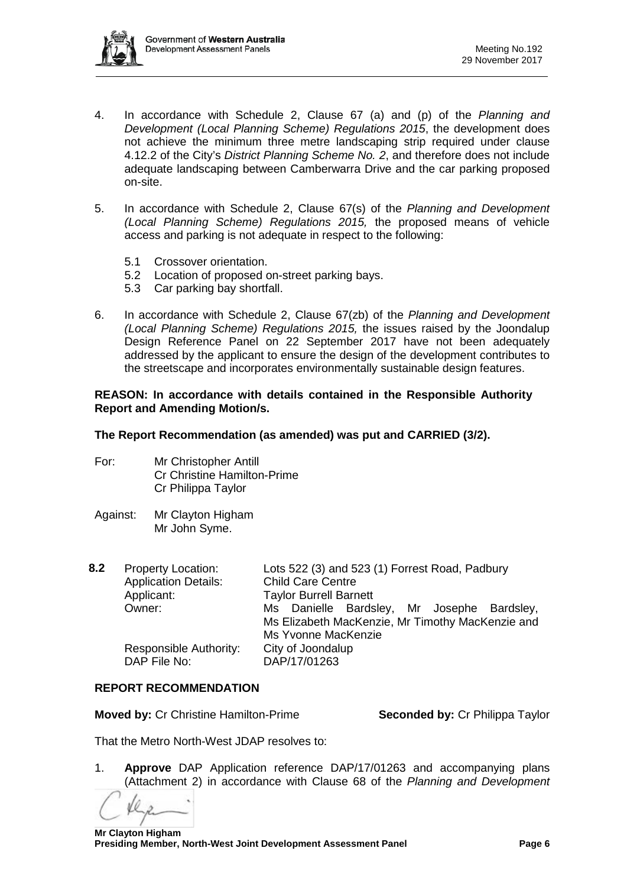4. In accordance with Schedule 2, Clause 67 (a) and (p) of the *Planning and Development (Local Planning Scheme) Regulations 2015*, the development does not achieve the minimum three metre landscaping strip required under clause 4.12.2 of the City's *District Planning Scheme No. 2*, and therefore does not include adequate landscaping between Camberwarra Drive and the car parking proposed on-site.

5. In accordance with Schedule 2, Clause 67(s) of the *Planning and Development (Local Planning Scheme) Regulations 2015,* the proposed means of vehicle access and parking is not adequate in respect to the following:

   5.1 Crossover orientation.
   5.2 Location of proposed on-street parking bays.
   5.3 Car parking bay shortfall.

6. In accordance with Schedule 2, Clause 67(zb) of the *Planning and Development (Local Planning Scheme) Regulations 2015,* the issues raised by the Joondalup Design Reference Panel on 22 September 2017 have not been adequately addressed by the applicant to ensure the design of the development contributes to the streetscape and incorporates environmentally sustainable design features.

**REASON: In accordance with details contained in the Responsible Authority Report and Amending Motion/s.**

**The Report Recommendation (as amended) was put and CARRIED (3/2).**

For: Mr Christopher Antill
Cr Christine Hamilton-Prime
Cr Philippa Taylor

Against: Mr Clayton Higham
Mr John Syme.

**8.2**

| | |
|---|---|
| Property Location: | Lots 522 (3) and 523 (1) Forrest Road, Padbury |
| Application Details: | Child Care Centre |
| Applicant: | Taylor Burrell Barnett |
| Owner: | Ms Danielle Bardsley, Mr Josephe Bardsley, Ms Elizabeth MacKenzie, Mr Timothy MacKenzie and Ms Yvonne MacKenzie |
| Responsible Authority: | City of Joondalup |
| DAP File No: | DAP/17/01263 |

**REPORT RECOMMENDATION**

**Moved by:** Cr Christine Hamilton-Prime **Seconded by:** Cr Philippa Taylor

That the Metro North-West JDAP resolves to:

1. **Approve** DAP Application reference DAP/17/01263 and accompanying plans (Attachment 2) in accordance with Clause 68 of the *Planning and Development*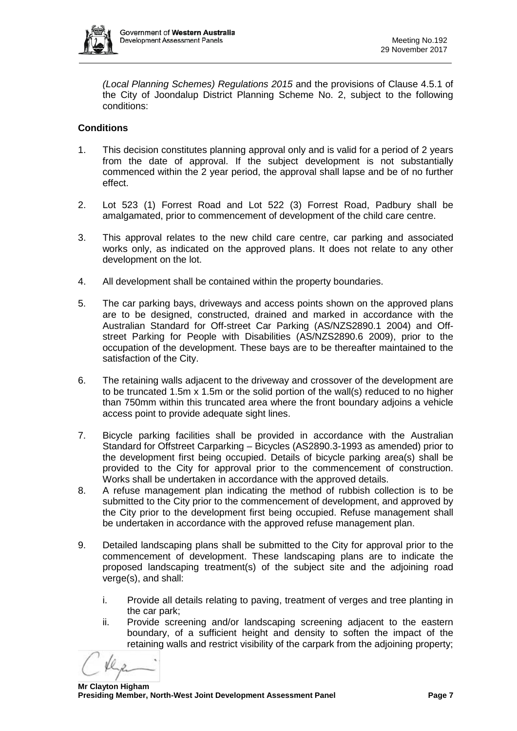*(Local Planning Schemes) Regulations 2015* and the provisions of Clause 4.5.1 of the City of Joondalup District Planning Scheme No. 2, subject to the following conditions:

**Conditions**

1. This decision constitutes planning approval only and is valid for a period of 2 years from the date of approval. If the subject development is not substantially commenced within the 2 year period, the approval shall lapse and be of no further effect.

2. Lot 523 (1) Forrest Road and Lot 522 (3) Forrest Road, Padbury shall be amalgamated, prior to commencement of development of the child care centre.

3. This approval relates to the new child care centre, car parking and associated works only, as indicated on the approved plans. It does not relate to any other development on the lot.

4. All development shall be contained within the property boundaries.

5. The car parking bays, driveways and access points shown on the approved plans are to be designed, constructed, drained and marked in accordance with the Australian Standard for Off-street Car Parking (AS/NZS2890.1 2004) and Off-street Parking for People with Disabilities (AS/NZS2890.6 2009), prior to the occupation of the development. These bays are to be thereafter maintained to the satisfaction of the City.

6. The retaining walls adjacent to the driveway and crossover of the development are to be truncated 1.5m x 1.5m or the solid portion of the wall(s) reduced to no higher than 750mm within this truncated area where the front boundary adjoins a vehicle access point to provide adequate sight lines.

7. Bicycle parking facilities shall be provided in accordance with the Australian Standard for Offstreet Carparking – Bicycles (AS2890.3-1993 as amended) prior to the development first being occupied. Details of bicycle parking area(s) shall be provided to the City for approval prior to the commencement of construction. Works shall be undertaken in accordance with the approved details.

8. A refuse management plan indicating the method of rubbish collection is to be submitted to the City prior to the commencement of development, and approved by the City prior to the development first being occupied. Refuse management shall be undertaken in accordance with the approved refuse management plan.

9. Detailed landscaping plans shall be submitted to the City for approval prior to the commencement of development. These landscaping plans are to indicate the proposed landscaping treatment(s) of the subject site and the adjoining road verge(s), and shall:

   i. Provide all details relating to paving, treatment of verges and tree planting in the car park;

   ii. Provide screening and/or landscaping screening adjacent to the eastern boundary, of a sufficient height and density to soften the impact of the retaining walls and restrict visibility of the carpark from the adjoining property;

**Mr Clayton Higham**
**Presiding Member, North-West Joint Development Assessment Panel**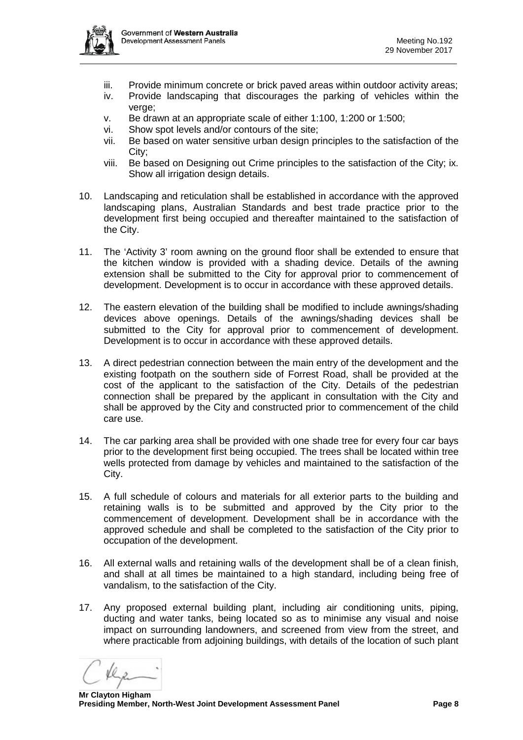iii. Provide minimum concrete or brick paved areas within outdoor activity areas;
iv. Provide landscaping that discourages the parking of vehicles within the verge;
v. Be drawn at an appropriate scale of either 1:100, 1:200 or 1:500;
vi. Show spot levels and/or contours of the site;
vii. Be based on water sensitive urban design principles to the satisfaction of the City;
viii. Be based on Designing out Crime principles to the satisfaction of the City; ix. Show all irrigation design details.

10. Landscaping and reticulation shall be established in accordance with the approved landscaping plans, Australian Standards and best trade practice prior to the development first being occupied and thereafter maintained to the satisfaction of the City.

11. The 'Activity 3' room awning on the ground floor shall be extended to ensure that the kitchen window is provided with a shading device. Details of the awning extension shall be submitted to the City for approval prior to commencement of development. Development is to occur in accordance with these approved details.

12. The eastern elevation of the building shall be modified to include awnings/shading devices above openings. Details of the awnings/shading devices shall be submitted to the City for approval prior to commencement of development. Development is to occur in accordance with these approved details.

13. A direct pedestrian connection between the main entry of the development and the existing footpath on the southern side of Forrest Road, shall be provided at the cost of the applicant to the satisfaction of the City. Details of the pedestrian connection shall be prepared by the applicant in consultation with the City and shall be approved by the City and constructed prior to commencement of the child care use.

14. The car parking area shall be provided with one shade tree for every four car bays prior to the development first being occupied. The trees shall be located within tree wells protected from damage by vehicles and maintained to the satisfaction of the City.

15. A full schedule of colours and materials for all exterior parts to the building and retaining walls is to be submitted and approved by the City prior to the commencement of development. Development shall be in accordance with the approved schedule and shall be completed to the satisfaction of the City prior to occupation of the development.

16. All external walls and retaining walls of the development shall be of a clean finish, and shall at all times be maintained to a high standard, including being free of vandalism, to the satisfaction of the City.

17. Any proposed external building plant, including air conditioning units, piping, ducting and water tanks, being located so as to minimise any visual and noise impact on surrounding landowners, and screened from view from the street, and where practicable from adjoining buildings, with details of the location of such plant

**Mr Clayton Higham**
**Presiding Member, North-West Joint Development Assessment Panel**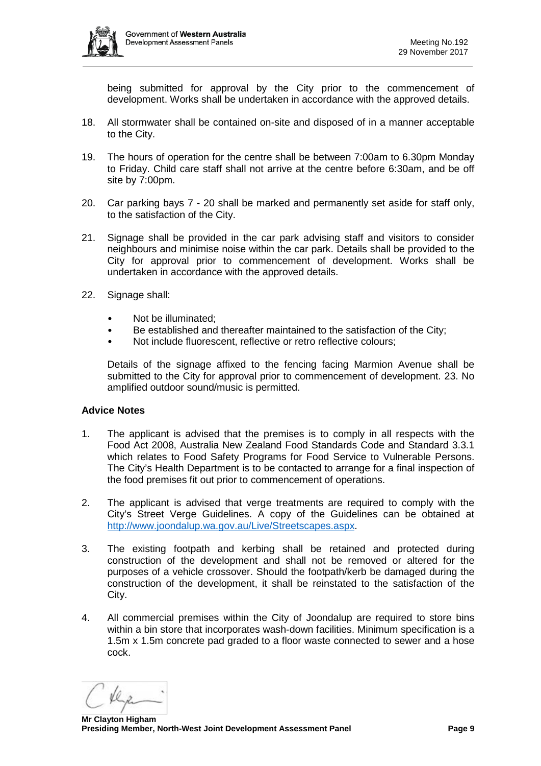being submitted for approval by the City prior to the commencement of development. Works shall be undertaken in accordance with the approved details.

18. All stormwater shall be contained on-site and disposed of in a manner acceptable to the City.

19. The hours of operation for the centre shall be between 7:00am to 6.30pm Monday to Friday. Child care staff shall not arrive at the centre before 6:30am, and be off site by 7:00pm.

20. Car parking bays 7 - 20 shall be marked and permanently set aside for staff only, to the satisfaction of the City.

21. Signage shall be provided in the car park advising staff and visitors to consider neighbours and minimise noise within the car park. Details shall be provided to the City for approval prior to commencement of development. Works shall be undertaken in accordance with the approved details.

22. Signage shall:

    - Not be illuminated;
    - Be established and thereafter maintained to the satisfaction of the City;
    - Not include fluorescent, reflective or retro reflective colours;

    Details of the signage affixed to the fencing facing Marmion Avenue shall be submitted to the City for approval prior to commencement of development. 23. No amplified outdoor sound/music is permitted.

**Advice Notes**

1. The applicant is advised that the premises is to comply in all respects with the Food Act 2008, Australia New Zealand Food Standards Code and Standard 3.3.1 which relates to Food Safety Programs for Food Service to Vulnerable Persons. The City's Health Department is to be contacted to arrange for a final inspection of the food premises fit out prior to commencement of operations.

2. The applicant is advised that verge treatments are required to comply with the City's Street Verge Guidelines. A copy of the Guidelines can be obtained at http://www.joondalup.wa.gov.au/Live/Streetscapes.aspx.

3. The existing footpath and kerbing shall be retained and protected during construction of the development and shall not be removed or altered for the purposes of a vehicle crossover. Should the footpath/kerb be damaged during the construction of the development, it shall be reinstated to the satisfaction of the City.

4. All commercial premises within the City of Joondalup are required to store bins within a bin store that incorporates wash-down facilities. Minimum specification is a 1.5m x 1.5m concrete pad graded to a floor waste connected to sewer and a hose cock.

**Mr Clayton Higham**
**Presiding Member, North-West Joint Development Assessment Panel**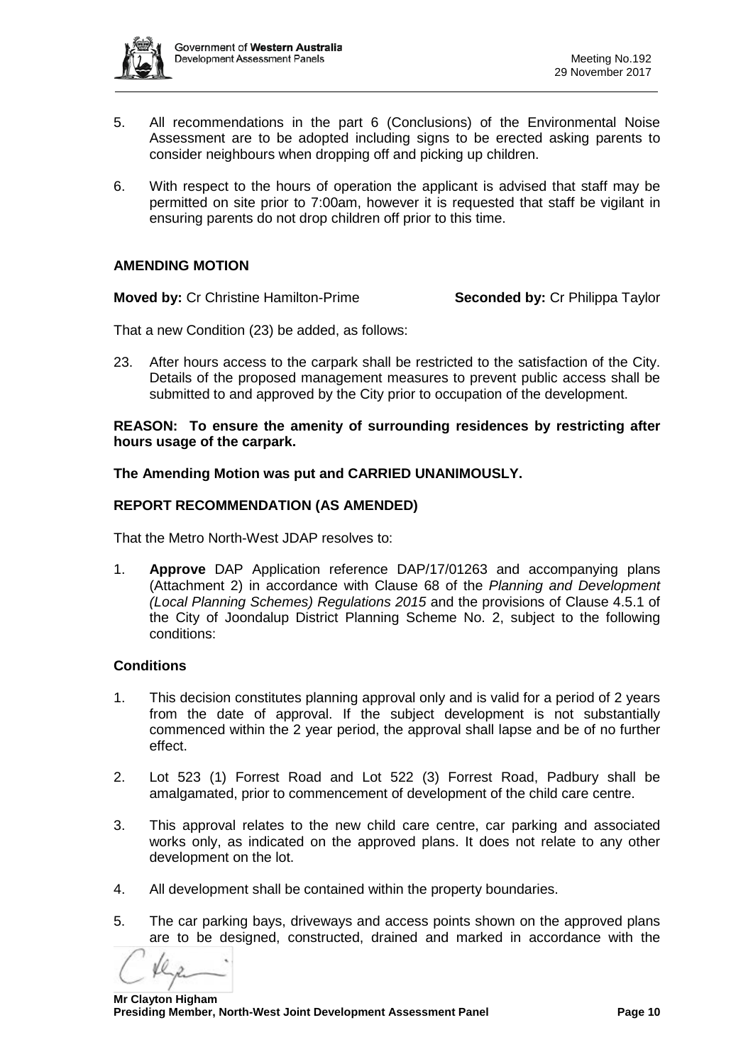5. All recommendations in the part 6 (Conclusions) of the Environmental Noise Assessment are to be adopted including signs to be erected asking parents to consider neighbours when dropping off and picking up children.

6. With respect to the hours of operation the applicant is advised that staff may be permitted on site prior to 7:00am, however it is requested that staff be vigilant in ensuring parents do not drop children off prior to this time.

**AMENDING MOTION**

**Moved by:** Cr Christine Hamilton-Prime **Seconded by:** Cr Philippa Taylor

That a new Condition (23) be added, as follows:

23. After hours access to the carpark shall be restricted to the satisfaction of the City. Details of the proposed management measures to prevent public access shall be submitted to and approved by the City prior to occupation of the development.

**REASON: To ensure the amenity of surrounding residences by restricting after hours usage of the carpark.**

**The Amending Motion was put and CARRIED UNANIMOUSLY.**

**REPORT RECOMMENDATION (AS AMENDED)**

That the Metro North-West JDAP resolves to:

1. **Approve** DAP Application reference DAP/17/01263 and accompanying plans (Attachment 2) in accordance with Clause 68 of the *Planning and Development (Local Planning Schemes) Regulations 2015* and the provisions of Clause 4.5.1 of the City of Joondalup District Planning Scheme No. 2, subject to the following conditions:

**Conditions**

1. This decision constitutes planning approval only and is valid for a period of 2 years from the date of approval. If the subject development is not substantially commenced within the 2 year period, the approval shall lapse and be of no further effect.

2. Lot 523 (1) Forrest Road and Lot 522 (3) Forrest Road, Padbury shall be amalgamated, prior to commencement of development of the child care centre.

3. This approval relates to the new child care centre, car parking and associated works only, as indicated on the approved plans. It does not relate to any other development on the lot.

4. All development shall be contained within the property boundaries.

5. The car parking bays, driveways and access points shown on the approved plans are to be designed, constructed, drained and marked in accordance with the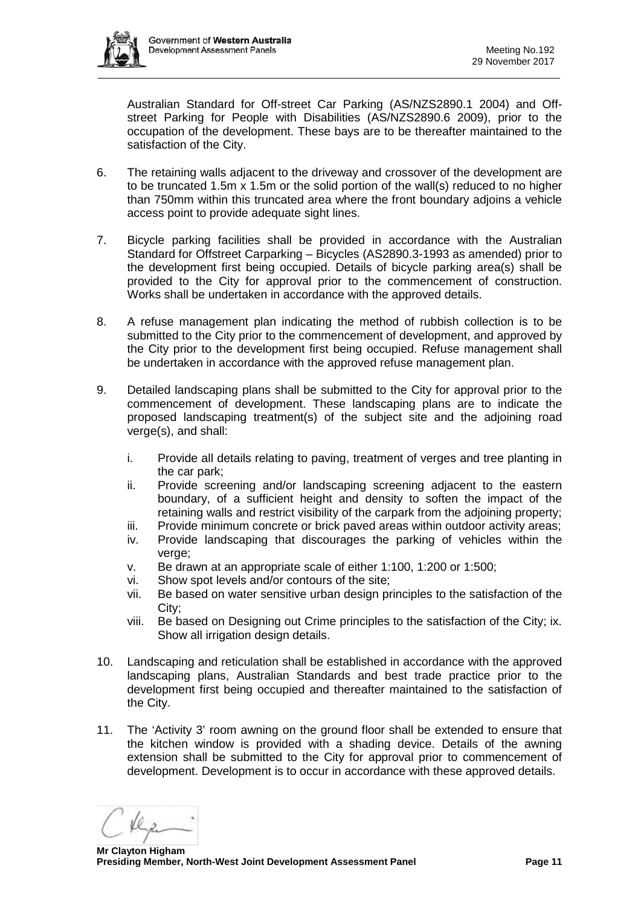Australian Standard for Off-street Car Parking (AS/NZS2890.1 2004) and Off-street Parking for People with Disabilities (AS/NZS2890.6 2009), prior to the occupation of the development. These bays are to be thereafter maintained to the satisfaction of the City.

6. The retaining walls adjacent to the driveway and crossover of the development are to be truncated 1.5m x 1.5m or the solid portion of the wall(s) reduced to no higher than 750mm within this truncated area where the front boundary adjoins a vehicle access point to provide adequate sight lines.

7. Bicycle parking facilities shall be provided in accordance with the Australian Standard for Offstreet Carparking – Bicycles (AS2890.3-1993 as amended) prior to the development first being occupied. Details of bicycle parking area(s) shall be provided to the City for approval prior to the commencement of construction. Works shall be undertaken in accordance with the approved details.

8. A refuse management plan indicating the method of rubbish collection is to be submitted to the City prior to the commencement of development, and approved by the City prior to the development first being occupied. Refuse management shall be undertaken in accordance with the approved refuse management plan.

9. Detailed landscaping plans shall be submitted to the City for approval prior to the commencement of development. These landscaping plans are to indicate the proposed landscaping treatment(s) of the subject site and the adjoining road verge(s), and shall:

   i. Provide all details relating to paving, treatment of verges and tree planting in the car park;
   ii. Provide screening and/or landscaping screening adjacent to the eastern boundary, of a sufficient height and density to soften the impact of the retaining walls and restrict visibility of the carpark from the adjoining property;
   iii. Provide minimum concrete or brick paved areas within outdoor activity areas;
   iv. Provide landscaping that discourages the parking of vehicles within the verge;
   v. Be drawn at an appropriate scale of either 1:100, 1:200 or 1:500;
   vi. Show spot levels and/or contours of the site;
   vii. Be based on water sensitive urban design principles to the satisfaction of the City;
   viii. Be based on Designing out Crime principles to the satisfaction of the City; ix. Show all irrigation design details.

10. Landscaping and reticulation shall be established in accordance with the approved landscaping plans, Australian Standards and best trade practice prior to the development first being occupied and thereafter maintained to the satisfaction of the City.

11. The 'Activity 3' room awning on the ground floor shall be extended to ensure that the kitchen window is provided with a shading device. Details of the awning extension shall be submitted to the City for approval prior to commencement of development. Development is to occur in accordance with these approved details.

**Mr Clayton Higham**
**Presiding Member, North-West Joint Development Assessment Panel**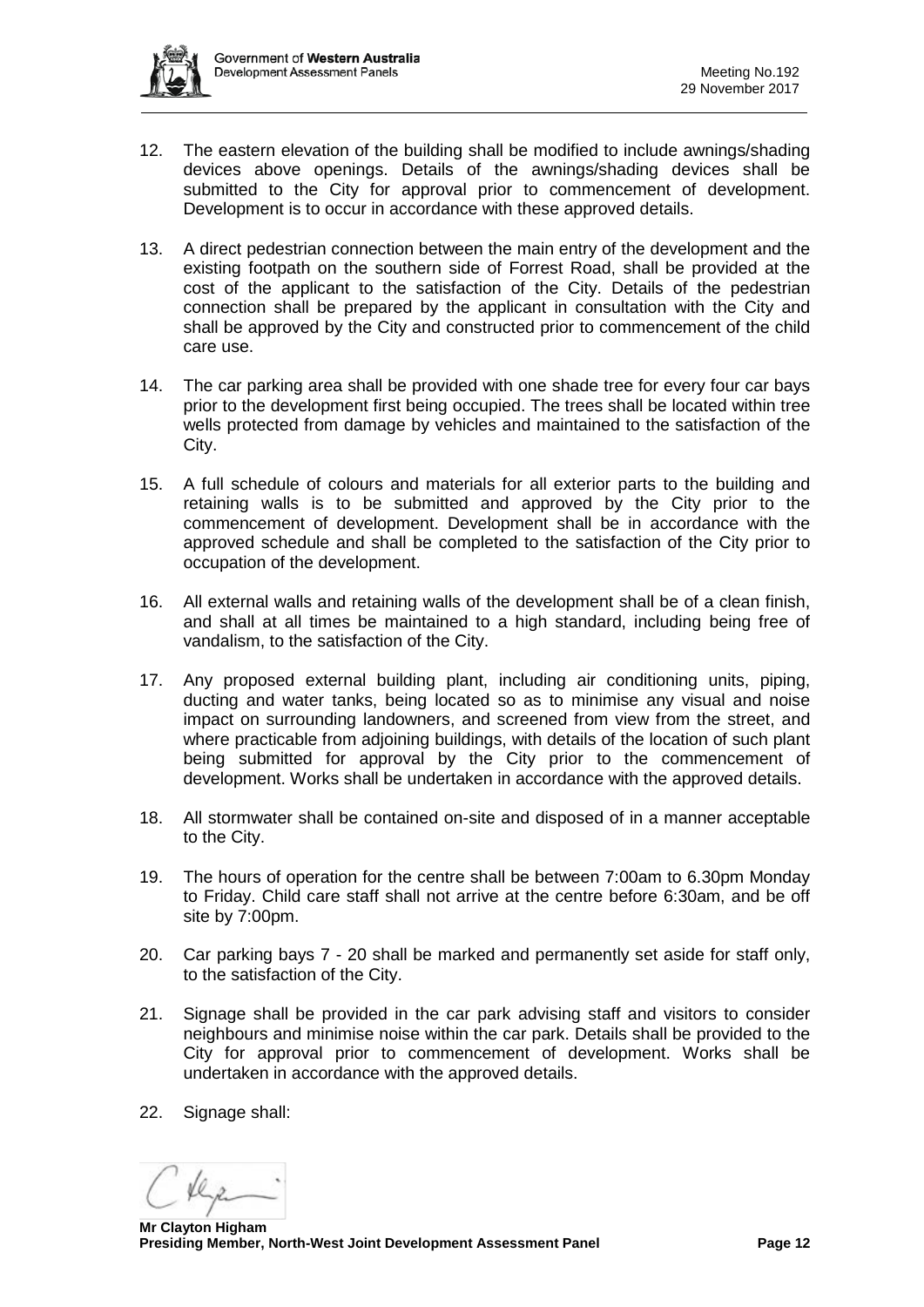12. The eastern elevation of the building shall be modified to include awnings/shading devices above openings. Details of the awnings/shading devices shall be submitted to the City for approval prior to commencement of development. Development is to occur in accordance with these approved details.

13. A direct pedestrian connection between the main entry of the development and the existing footpath on the southern side of Forrest Road, shall be provided at the cost of the applicant to the satisfaction of the City. Details of the pedestrian connection shall be prepared by the applicant in consultation with the City and shall be approved by the City and constructed prior to commencement of the child care use.

14. The car parking area shall be provided with one shade tree for every four car bays prior to the development first being occupied. The trees shall be located within tree wells protected from damage by vehicles and maintained to the satisfaction of the City.

15. A full schedule of colours and materials for all exterior parts to the building and retaining walls is to be submitted and approved by the City prior to the commencement of development. Development shall be in accordance with the approved schedule and shall be completed to the satisfaction of the City prior to occupation of the development.

16. All external walls and retaining walls of the development shall be of a clean finish, and shall at all times be maintained to a high standard, including being free of vandalism, to the satisfaction of the City.

17. Any proposed external building plant, including air conditioning units, piping, ducting and water tanks, being located so as to minimise any visual and noise impact on surrounding landowners, and screened from view from the street, and where practicable from adjoining buildings, with details of the location of such plant being submitted for approval by the City prior to the commencement of development. Works shall be undertaken in accordance with the approved details.

18. All stormwater shall be contained on-site and disposed of in a manner acceptable to the City.

19. The hours of operation for the centre shall be between 7:00am to 6.30pm Monday to Friday. Child care staff shall not arrive at the centre before 6:30am, and be off site by 7:00pm.

20. Car parking bays 7 - 20 shall be marked and permanently set aside for staff only, to the satisfaction of the City.

21. Signage shall be provided in the car park advising staff and visitors to consider neighbours and minimise noise within the car park. Details shall be provided to the City for approval prior to commencement of development. Works shall be undertaken in accordance with the approved details.

22. Signage shall:

**Mr Clayton Higham**
**Presiding Member, North-West Joint Development Assessment Panel**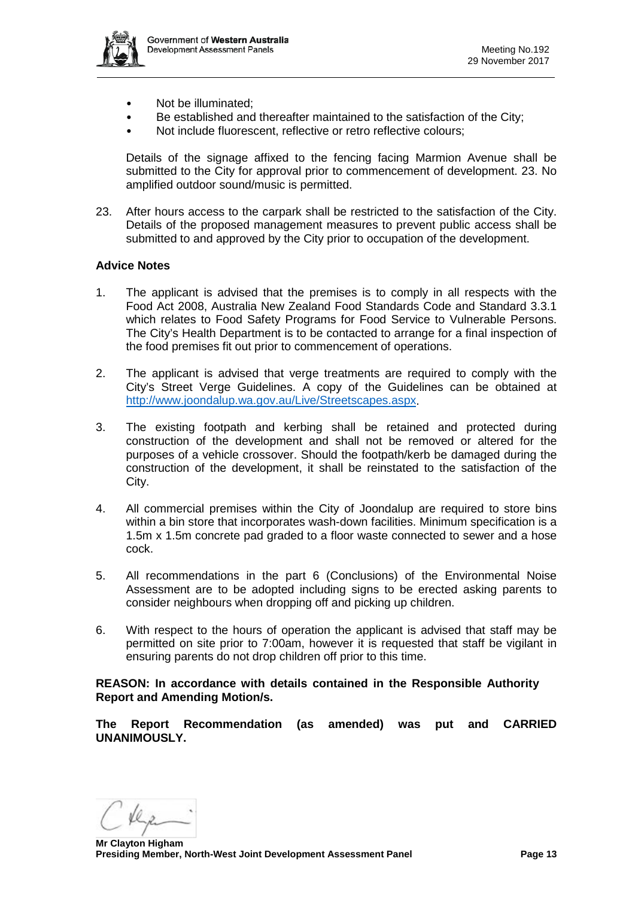- Not be illuminated;
- Be established and thereafter maintained to the satisfaction of the City;
- Not include fluorescent, reflective or retro reflective colours;

Details of the signage affixed to the fencing facing Marmion Avenue shall be submitted to the City for approval prior to commencement of development. 23. No amplified outdoor sound/music is permitted.

23. After hours access to the carpark shall be restricted to the satisfaction of the City. Details of the proposed management measures to prevent public access shall be submitted to and approved by the City prior to occupation of the development.

**Advice Notes**

1. The applicant is advised that the premises is to comply in all respects with the Food Act 2008, Australia New Zealand Food Standards Code and Standard 3.3.1 which relates to Food Safety Programs for Food Service to Vulnerable Persons. The City's Health Department is to be contacted to arrange for a final inspection of the food premises fit out prior to commencement of operations.
2. The applicant is advised that verge treatments are required to comply with the City's Street Verge Guidelines. A copy of the Guidelines can be obtained at http://www.joondalup.wa.gov.au/Live/Streetscapes.aspx.
3. The existing footpath and kerbing shall be retained and protected during construction of the development and shall not be removed or altered for the purposes of a vehicle crossover. Should the footpath/kerb be damaged during the construction of the development, it shall be reinstated to the satisfaction of the City.
4. All commercial premises within the City of Joondalup are required to store bins within a bin store that incorporates wash-down facilities. Minimum specification is a 1.5m x 1.5m concrete pad graded to a floor waste connected to sewer and a hose cock.
5. All recommendations in the part 6 (Conclusions) of the Environmental Noise Assessment are to be adopted including signs to be erected asking parents to consider neighbours when dropping off and picking up children.
6. With respect to the hours of operation the applicant is advised that staff may be permitted on site prior to 7:00am, however it is requested that staff be vigilant in ensuring parents do not drop children off prior to this time.

**REASON: In accordance with details contained in the Responsible Authority Report and Amending Motion/s.**

**The Report Recommendation (as amended) was put and CARRIED UNANIMOUSLY.**

**Mr Clayton Higham**
**Presiding Member, North-West Joint Development Assessment Panel**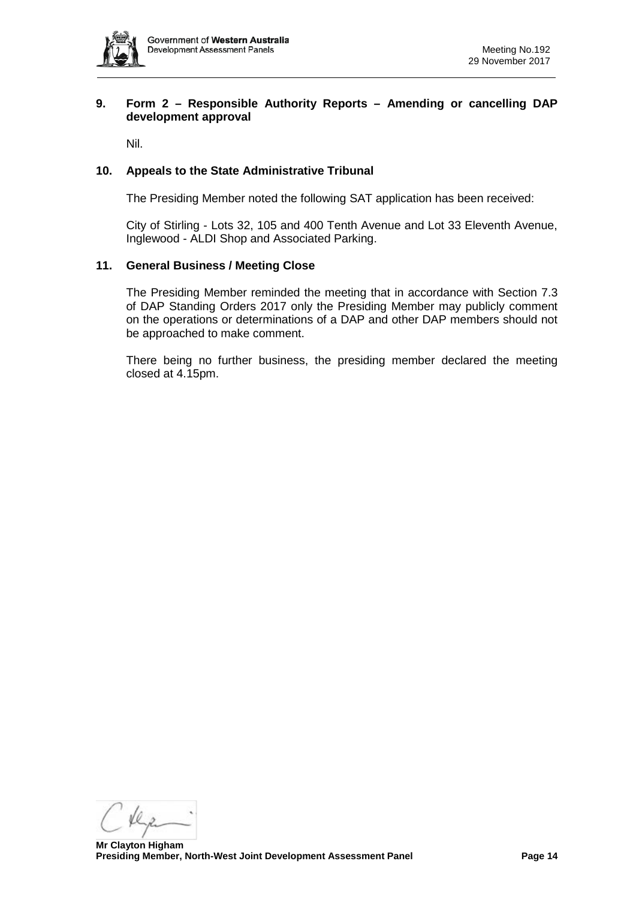## 9. Form 2 – Responsible Authority Reports – Amending or cancelling DAP development approval

Nil.

## 10. Appeals to the State Administrative Tribunal

The Presiding Member noted the following SAT application has been received:

City of Stirling - Lots 32, 105 and 400 Tenth Avenue and Lot 33 Eleventh Avenue, Inglewood - ALDI Shop and Associated Parking.

## 11. General Business / Meeting Close

The Presiding Member reminded the meeting that in accordance with Section 7.3 of DAP Standing Orders 2017 only the Presiding Member may publicly comment on the operations or determinations of a DAP and other DAP members should not be approached to make comment.

There being no further business, the presiding member declared the meeting closed at 4.15pm.

**Mr Clayton Higham**
**Presiding Member, North-West Joint Development Assessment Panel**